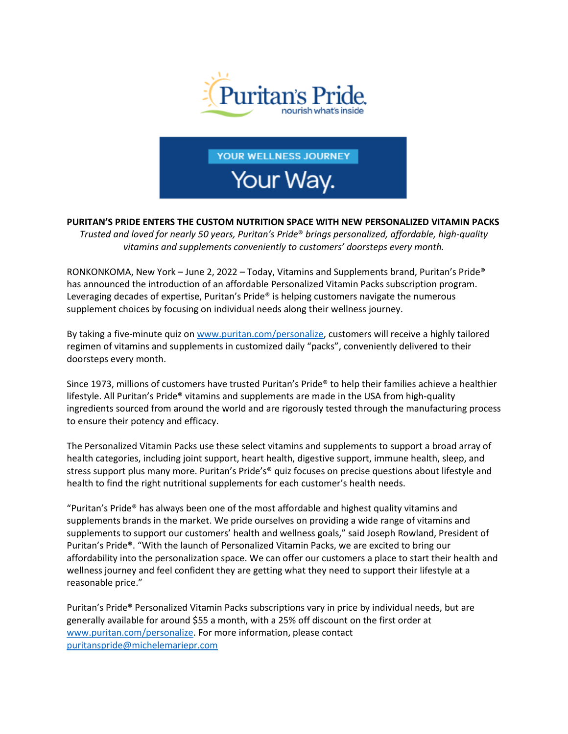# PURITAN'S PRIDE ENTERS THE CUSTOM NUTRITION SPACE WITH NEW PERSONALIZED VITAMIN PACKS

*Trusted and loved for nearly 50 years, Puritan's Pride® brings personalized, affordable, high-quality vitamins and supplements conveniently to customers' doorsteps every month.*

RONKONKOMA, New York – June 2, 2022 – Today, Vitamins and Supplements brand, Puritan's Pride® has announced the introduction of an affordable Personalized Vitamin Packs subscription program. Leveraging decades of expertise, Puritan's Pride® is helping customers navigate the numerous supplement choices by focusing on individual needs along their wellness journey.

By taking a five-minute quiz on www.puritan.com/personalize, customers will receive a highly tailored regimen of vitamins and supplements in customized daily "packs", conveniently delivered to their doorsteps every month.

Since 1973, millions of customers have trusted Puritan's Pride® to help their families achieve a healthier lifestyle. All Puritan's Pride® vitamins and supplements are made in the USA from high-quality ingredients sourced from around the world and are rigorously tested through the manufacturing process to ensure their potency and efficacy.

The Personalized Vitamin Packs use these select vitamins and supplements to support a broad array of health categories, including joint support, heart health, digestive support, immune health, sleep, and stress support plus many more. Puritan's Pride's® quiz focuses on precise questions about lifestyle and health to find the right nutritional supplements for each customer's health needs.

"Puritan's Pride® has always been one of the most affordable and highest quality vitamins and supplements brands in the market. We pride ourselves on providing a wide range of vitamins and supplements to support our customers' health and wellness goals," said Joseph Rowland, President of Puritan's Pride®. "With the launch of Personalized Vitamin Packs, we are excited to bring our affordability into the personalization space. We can offer our customers a place to start their health and wellness journey and feel confident they are getting what they need to support their lifestyle at a reasonable price."

Puritan's Pride® Personalized Vitamin Packs subscriptions vary in price by individual needs, but are generally available for around $55 a month, with a 25% off discount on the first order at www.puritan.com/personalize. For more information, please contact puritanspride@michelemariepr.com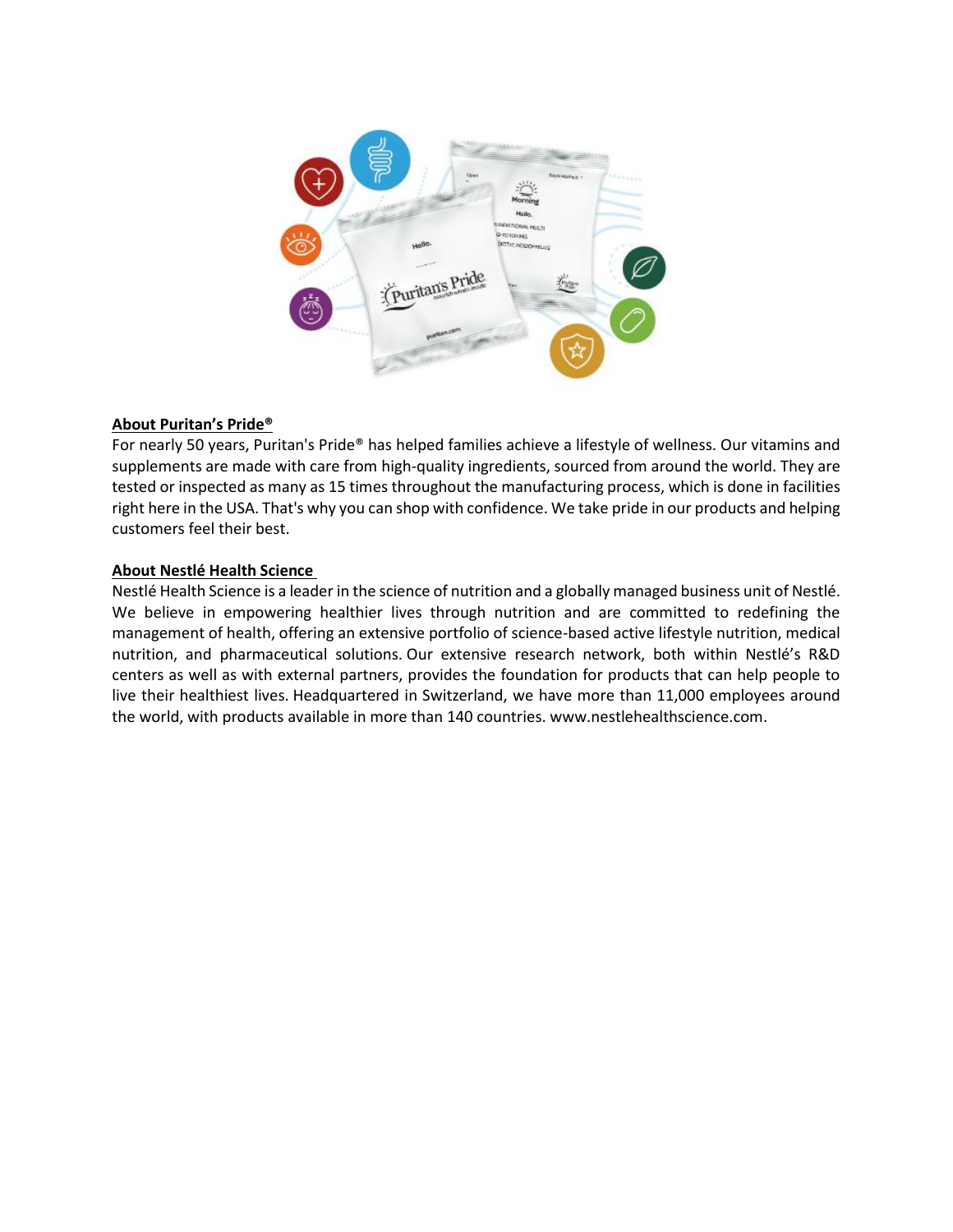**About Puritan's Pride®**

For nearly 50 years, Puritan's Pride® has helped families achieve a lifestyle of wellness. Our vitamins and supplements are made with care from high-quality ingredients, sourced from around the world. They are tested or inspected as many as 15 times throughout the manufacturing process, which is done in facilities right here in the USA. That's why you can shop with confidence. We take pride in our products and helping customers feel their best.

**About Nestlé Health Science**

Nestlé Health Science is a leader in the science of nutrition and a globally managed business unit of Nestlé. We believe in empowering healthier lives through nutrition and are committed to redefining the management of health, offering an extensive portfolio of science-based active lifestyle nutrition, medical nutrition, and pharmaceutical solutions. Our extensive research network, both within Nestlé's R&D centers as well as with external partners, provides the foundation for products that can help people to live their healthiest lives. Headquartered in Switzerland, we have more than 11,000 employees around the world, with products available in more than 140 countries. www.nestlehealthscience.com.